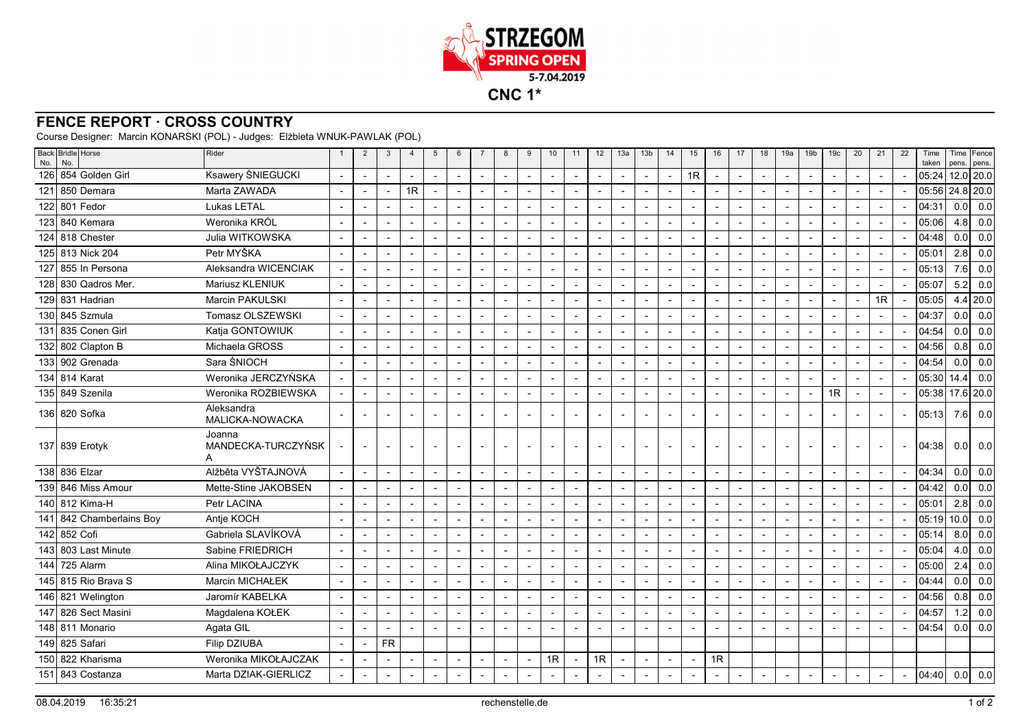# CNC 1*

## FENCE REPORT · CROSS COUNTRY

Course Designer: Marcin KONARSKI (POL) - Judges: Elżbieta WNUK-PAWLAK (POL)

| Back No. | Bridle No. | Horse | Rider | 1 | 2 | 3 | 4 | 5 | 6 | 7 | 8 | 9 | 10 | 11 | 12 | 13a | 13b | 14 | 15 | 16 | 17 | 18 | 19a | 19b | 19c | 20 | 21 | 22 | Time taken | Time pens. | Fence pens. |
|---|---|---|---|---|---|---|---|---|---|---|---|---|---|---|---|---|---|---|---|---|---|---|---|---|---|---|---|---|---|---|---|
| 126 | 854 | Golden Girl | Ksawery ŚNIEGUCKI | - | - | - | - | - | - | - | - | - | - | - | - | - | - | - | 1R | - | - | - | - | - | - | - | - | - | 05:24 | 12.0 | 20.0 |
| 121 | 850 | Demara | Marta ZAWADA | - | - | - | 1R | - | - | - | - | - | - | - | - | - | - | - | - | - | - | - | - | - | - | - | - | - | 05:56 | 24.8 | 20.0 |
| 122 | 801 | Fedor | Lukas LETAL | - | - | - | - | - | - | - | - | - | - | - | - | - | - | - | - | - | - | - | - | - | - | - | - | - | 04:31 | 0.0 | 0.0 |
| 123 | 840 | Kemara | Weronika KRÓL | - | - | - | - | - | - | - | - | - | - | - | - | - | - | - | - | - | - | - | - | - | - | - | - | - | 05:06 | 4.8 | 0.0 |
| 124 | 818 | Chester | Julia WITKOWSKA | - | - | - | - | - | - | - | - | - | - | - | - | - | - | - | - | - | - | - | - | - | - | - | - | - | 04:48 | 0.0 | 0.0 |
| 125 | 813 | Nick 204 | Petr MYŠKA | - | - | - | - | - | - | - | - | - | - | - | - | - | - | - | - | - | - | - | - | - | - | - | - | - | 05:01 | 2.8 | 0.0 |
| 127 | 855 | In Persona | Aleksandra WICENCIAK | - | - | - | - | - | - | - | - | - | - | - | - | - | - | - | - | - | - | - | - | - | - | - | - | - | 05:13 | 7.6 | 0.0 |
| 128 | 830 | Qadros Mer. | Mariusz KLENIUK | - | - | - | - | - | - | - | - | - | - | - | - | - | - | - | - | - | - | - | - | - | - | - | - | - | 05:07 | 5.2 | 0.0 |
| 129 | 831 | Hadrian | Marcin PAKULSKI | - | - | - | - | - | - | - | - | - | - | - | - | - | - | - | - | - | - | - | - | - | - | - | 1R | - | 05:05 | 4.4 | 20.0 |
| 130 | 845 | Szmula | Tomasz OLSZEWSKI | - | - | - | - | - | - | - | - | - | - | - | - | - | - | - | - | - | - | - | - | - | - | - | - | - | 04:37 | 0.0 | 0.0 |
| 131 | 835 | Conen Girl | Katja GONTOWIUK | - | - | - | - | - | - | - | - | - | - | - | - | - | - | - | - | - | - | - | - | - | - | - | - | - | 04:54 | 0.0 | 0.0 |
| 132 | 802 | Clapton B | Michaela GROSS | - | - | - | - | - | - | - | - | - | - | - | - | - | - | - | - | - | - | - | - | - | - | - | - | - | 04:56 | 0.8 | 0.0 |
| 133 | 902 | Grenada | Sara ŚNIOCH | - | - | - | - | - | - | - | - | - | - | - | - | - | - | - | - | - | - | - | - | - | - | - | - | - | 04:54 | 0.0 | 0.0 |
| 134 | 814 | Karat | Weronika JERCZYŃSKA | - | - | - | - | - | - | - | - | - | - | - | - | - | - | - | - | - | - | - | - | - | | - | - | - | 05:30 | 14.4 | 0.0 |
| 135 | 849 | Szenila | Weronika ROZBIEWSKA | - | - | - | - | - | - | - | - | - | - | - | - | - | - | - | - | - | - | - | - | - | 1R | - | - | - | 05:38 | 17.6 | 20.0 |
| 136 | 820 | Sofka | Aleksandra MALICKA-NOWACKA | - | - | - | - | - | - | - | - | - | - | - | - | - | - | - | - | - | - | - | - | - | - | - | - | - | 05:13 | 7.6 | 0.0 |
| 137 | 839 | Erotyk | Joanna MANDECKA-TURCZYŃSKA | - | - | - | - | - | - | - | - | - | - | - | - | - | - | - | - | - | - | - | - | - | - | - | - | - | 04:38 | 0.0 | 0.0 |
| 138 | 836 | Elzar | Alžběta VYŠTAJNOVÁ | - | - | - | - | - | - | - | - | - | - | - | - | - | - | - | - | - | - | - | - | - | - | - | - | - | 04:34 | 0.0 | 0.0 |
| 139 | 846 | Miss Amour | Mette-Stine JAKOBSEN | - | - | - | - | - | - | - | - | - | - | - | - | - | - | - | - | - | - | - | - | - | - | - | - | - | 04:42 | 0.0 | 0.0 |
| 140 | 812 | Kima-H | Petr LACINA | - | - | - | - | - | - | - | - | - | - | - | - | - | - | - | - | - | - | - | - | - | - | - | - | - | 05:01 | 2.8 | 0.0 |
| 141 | 842 | Chamberlains Boy | Antje KOCH | - | - | - | - | - | - | - | - | - | - | - | - | - | - | - | - | - | - | - | - | - | - | - | - | - | 05:19 | 10.0 | 0.0 |
| 142 | 852 | Cofi | Gabriela SLAVÍKOVÁ | - | - | - | - | - | - | - | - | - | - | - | - | - | - | - | - | - | - | - | - | - | - | - | - | - | 05:14 | 8.0 | 0.0 |
| 143 | 803 | Last Minute | Sabine FRIEDRICH | - | - | - | - | - | - | - | - | - | - | - | - | - | - | - | - | - | - | - | - | - | - | - | - | - | 05:04 | 4.0 | 0.0 |
| 144 | 725 | Alarm | Alina MIKOŁAJCZYK | - | - | - | - | - | - | - | - | - | - | - | - | - | - | - | - | - | - | - | - | - | - | - | - | - | 05:00 | 2.4 | 0.0 |
| 145 | 815 | Rio Brava S | Marcin MICHAŁEK | - | - | - | - | - | - | - | - | - | - | - | - | - | - | - | - | - | - | - | - | - | - | - | - | - | 04:44 | 0.0 | 0.0 |
| 146 | 821 | Welington | Jaromír KABELKA | - | - | - | - | - | - | - | - | - | - | - | - | - | - | - | - | - | - | - | - | - | - | - | - | - | 04:56 | 0.8 | 0.0 |
| 147 | 826 | Sect Masini | Magdalena KOŁEK | - | - | - | - | - | - | - | - | - | - | - | - | - | - | - | - | - | - | - | - | - | - | - | - | - | 04:57 | 1.2 | 0.0 |
| 148 | 811 | Monario | Agata GIL | - | - | - | - | - | - | - | - | - | - | - | - | - | - | - | - | - | - | - | - | - | - | - | - | - | 04:54 | 0.0 | 0.0 |
| 149 | 825 | Safari | Filip DZIUBA | - | - | FR | | | | | | | | | | | | | | | | | | | | | | | | | |
| 150 | 822 | Kharisma | Weronika MIKOŁAJCZAK | - | - | - | - | - | - | - | - | - | 1R | - | 1R | - | - | - | - | 1R | | | | | | | | | | | |
| 151 | 843 | Costanza | Marta DZIAK-GIERLICZ | - | - | - | - | - | - | - | - | - | - | - | - | - | - | - | - | - | - | - | - | - | - | - | - | - | 04:40 | 0.0 | 0.0 |

08.04.2019 16:35:21 rechenstelle.de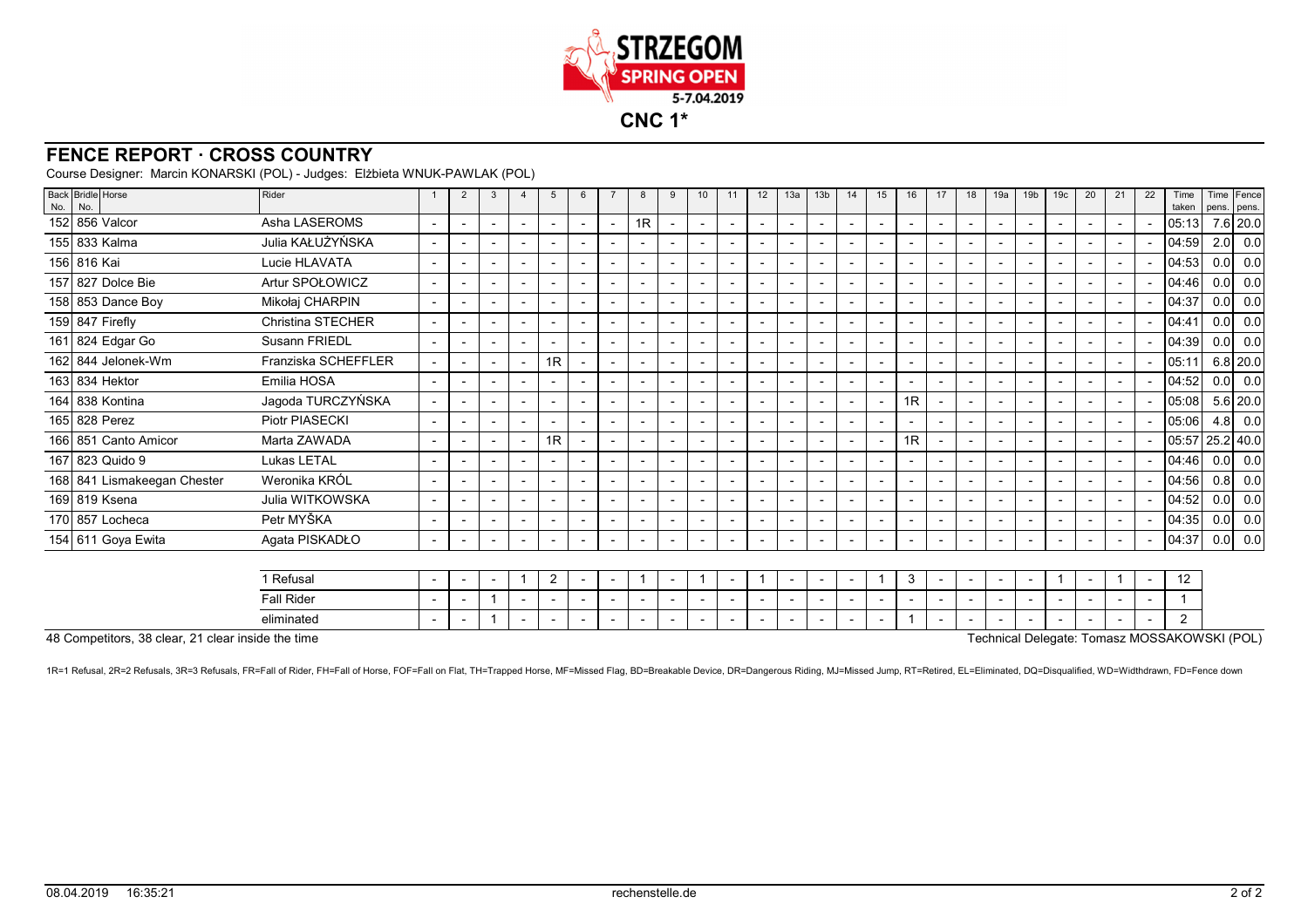**STRZEGOM SPRING OPEN**
5-7.04.2019

**CNC 1***

## FENCE REPORT · CROSS COUNTRY

Course Designer: Marcin KONARSKI (POL) - Judges: Elżbieta WNUK-PAWLAK (POL)

| Back No. | Bridle No. | Horse | Rider | 1 | 2 | 3 | 4 | 5 | 6 | 7 | 8 | 9 | 10 | 11 | 12 | 13a | 13b | 14 | 15 | 16 | 17 | 18 | 19a | 19b | 19c | 20 | 21 | 22 | Time taken | Time pens. | Fence pens. |
|---|---|---|---|---|---|---|---|---|---|---|---|---|---|---|---|---|---|---|---|---|---|---|---|---|---|---|---|---|---|---|---|
| 152 | 856 | Valcor | Asha LASEROMS | - | - | - | - | - | - | - | 1R | - | - | - | - | - | - | - | - | - | - | - | - | - | - | - | - | - | 05:13 | 7.6 | 20.0 |
| 155 | 833 | Kalma | Julia KAŁUŻYŃSKA | - | - | - | - | - | - | - | - | - | - | - | - | - | - | - | - | - | - | - | - | - | - | - | - | - | 04:59 | 2.0 | 0.0 |
| 156 | 816 | Kai | Lucie HLAVATA | - | - | - | - | - | - | - | - | - | - | - | - | - | - | - | - | - | - | - | - | - | - | - | - | - | 04:53 | 0.0 | 0.0 |
| 157 | 827 | Dolce Bie | Artur SPOŁOWICZ | - | - | - | - | - | - | - | - | - | - | - | - | - | - | - | - | - | - | - | - | - | - | - | - | - | 04:46 | 0.0 | 0.0 |
| 158 | 853 | Dance Boy | Mikołaj CHARPIN | - | - | - | - | - | - | - | - | - | - | - | - | - | - | - | - | - | - | - | - | - | - | - | - | - | 04:37 | 0.0 | 0.0 |
| 159 | 847 | Firefly | Christina STECHER | - | - | - | - | - | - | - | - | - | - | - | - | - | - | - | - | - | - | - | - | - | - | - | - | - | 04:41 | 0.0 | 0.0 |
| 161 | 824 | Edgar Go | Susann FRIEDL | - | - | - | - | - | - | - | - | - | - | - | - | - | - | - | - | - | - | - | - | - | - | - | - | - | 04:39 | 0.0 | 0.0 |
| 162 | 844 | Jelonek-Wm | Franziska SCHEFFLER | - | - | - | - | 1R | - | - | - | - | - | - | - | - | - | - | - | - | - | - | - | - | - | - | - | - | 05:11 | 6.8 | 20.0 |
| 163 | 834 | Hektor | Emilia HOSA | - | - | - | - | - | - | - | - | - | - | - | - | - | - | - | - | - | - | - | - | - | - | - | - | - | 04:52 | 0.0 | 0.0 |
| 164 | 838 | Kontina | Jagoda TURCZYŃSKA | - | - | - | - | - | - | - | - | - | - | - | - | - | - | - | - | 1R | - | - | - | - | - | - | - | - | 05:08 | 5.6 | 20.0 |
| 165 | 828 | Perez | Piotr PIASECKI | - | - | - | - | - | - | - | - | - | - | - | - | - | - | - | - | - | - | - | - | - | - | - | - | - | 05:06 | 4.8 | 0.0 |
| 166 | 851 | Canto Amicor | Marta ZAWADA | - | - | - | - | 1R | - | - | - | - | - | - | - | - | - | - | - | 1R | - | - | - | - | - | - | - | - | 05:57 | 25.2 | 40.0 |
| 167 | 823 | Quido 9 | Lukas LETAL | - | - | - | - | - | - | - | - | - | - | - | - | - | - | - | - | - | - | - | - | - | - | - | - | - | 04:46 | 0.0 | 0.0 |
| 168 | 841 | Lismakeegan Chester | Weronika KRÓL | - | - | - | - | - | - | - | - | - | - | - | - | - | - | - | - | - | - | - | - | - | - | - | - | - | 04:56 | 0.8 | 0.0 |
| 169 | 819 | Ksena | Julia WITKOWSKA | - | - | - | - | - | - | - | - | - | - | - | - | - | - | - | - | - | - | - | - | - | - | - | - | - | 04:52 | 0.0 | 0.0 |
| 170 | 857 | Locheca | Petr MYŠKA | - | - | - | - | - | - | - | - | - | - | - | - | - | - | - | - | - | - | - | - | - | - | - | - | - | 04:35 | 0.0 | 0.0 |
| 154 | 611 | Goya Ewita | Agata PISKADŁO | - | - | - | - | - | - | - | - | - | - | - | - | - | - | - | - | - | - | - | - | - | - | - | - | - | 04:37 | 0.0 | 0.0 |
| | | | 1 Refusal | - | - | - | 1 | 2 | - | - | 1 | - | 1 | - | 1 | - | - | - | 1 | 3 | - | - | - | - | 1 | - | 1 | - | 12 | | |
| | | | Fall Rider | - | - | 1 | - | - | - | - | - | - | - | - | - | - | - | - | - | - | - | - | - | - | - | - | - | - | 1 | | |
| | | | eliminated | - | - | 1 | - | - | - | - | - | - | - | - | - | - | - | - | - | 1 | - | - | - | - | - | - | - | - | 2 | | |

48 Competitors, 38 clear, 21 clear inside the time

Technical Delegate: Tomasz MOSSAKOWSKI (POL)

1R=1 Refusal, 2R=2 Refusals, 3R=3 Refusals, FR=Fall of Rider, FH=Fall of Horse, FOF=Fall on Flat, TH=Trapped Horse, MF=Missed Flag, BD=Breakable Device, DR=Dangerous Riding, MJ=Missed Jump, RT=Retired, EL=Eliminated, DQ=Disqualified, WD=Widthdrawn, FD=Fence down